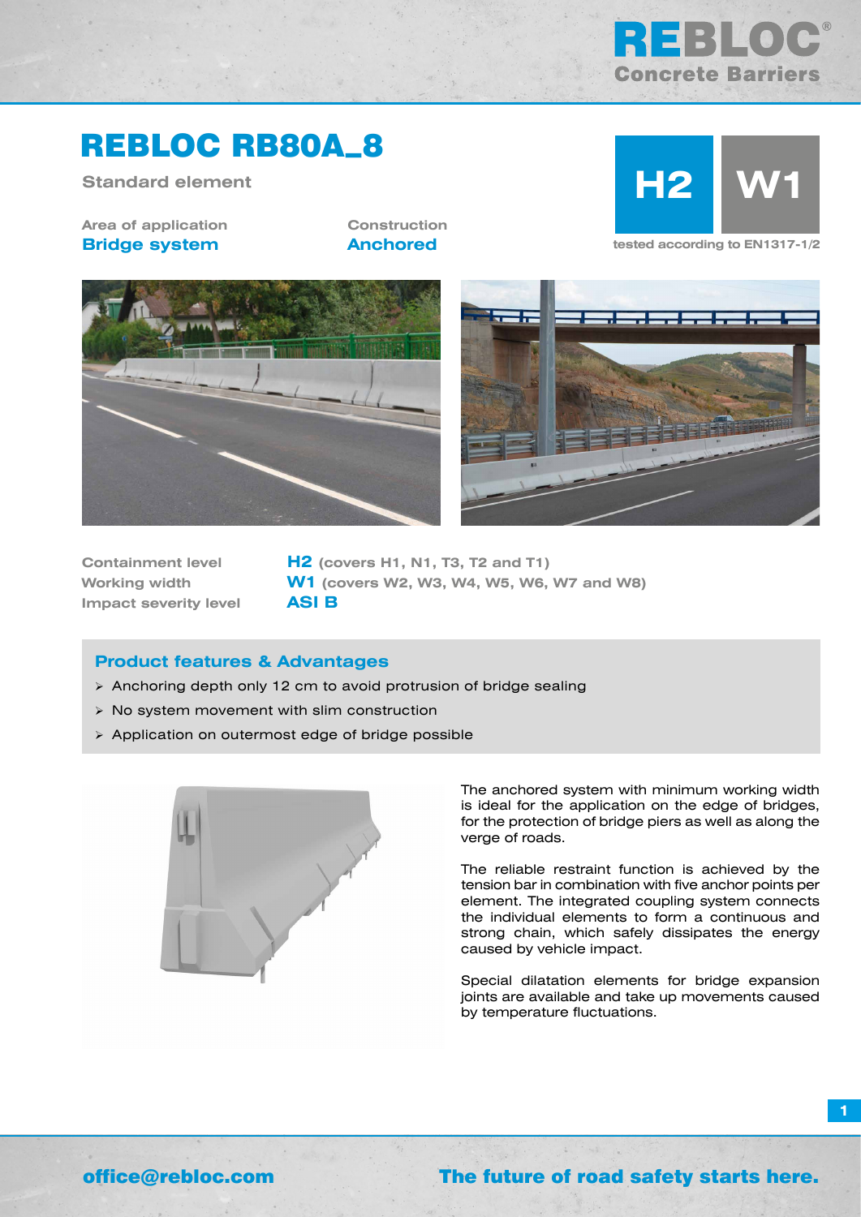# REBLOC RB80A_8

**Standard element**

| Area of application | Construction |
|---|---|
| **Bridge system** | **Anchored** |

**H2** **W1**

tested according to EN1317-1/2

| | |
|---|---|
| Containment level | **H2** (covers H1, N1, T3, T2 and T1) |
| Working width | **W1** (covers W2, W3, W4, W5, W6, W7 and W8) |
| Impact severity level | **ASI B** |

## Product features & Advantages

- Anchoring depth only 12 cm to avoid protrusion of bridge sealing
- No system movement with slim construction
- Application on outermost edge of bridge possible

The anchored system with minimum working width is ideal for the application on the edge of bridges, for the protection of bridge piers as well as along the verge of roads.

The reliable restraint function is achieved by the tension bar in combination with five anchor points per element. The integrated coupling system connects the individual elements to form a continuous and strong chain, which safely dissipates the energy caused by vehicle impact.

Special dilatation elements for bridge expansion joints are available and take up movements caused by temperature fluctuations.

office@rebloc.com

**The future of road safety starts here.**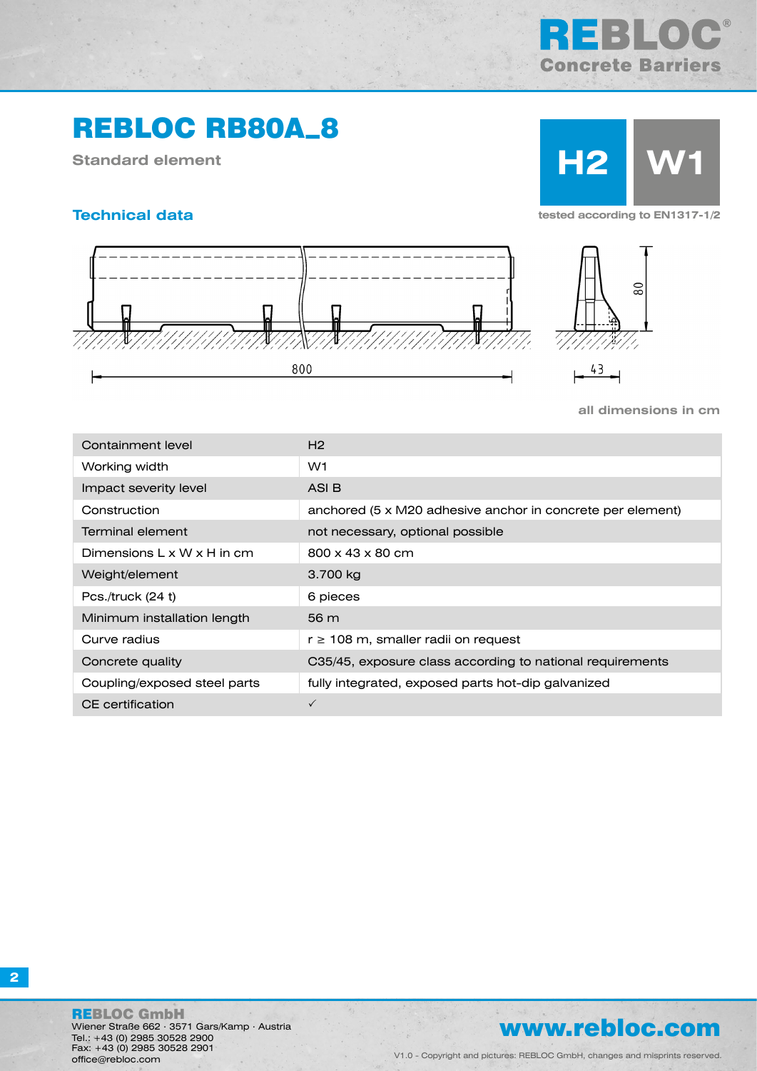# REBLOC RB80A_8

**Standard element**

**H2** **W1**

tested according to EN1317-1/2

## Technical data

800

80

43

all dimensions in cm

| | |
|---|---|
| Containment level | H2 |
| Working width | W1 |
| Impact severity level | ASI B |
| Construction | anchored (5 x M20 adhesive anchor in concrete per element) |
| Terminal element | not necessary, optional possible |
| Dimensions L x W x H in cm | 800 x 43 x 80 cm |
| Weight/element | 3.700 kg |
| Pcs./truck (24 t) | 6 pieces |
| Minimum installation length | 56 m |
| Curve radius | r ≥ 108 m, smaller radii on request |
| Concrete quality | C35/45, exposure class according to national requirements |
| Coupling/exposed steel parts | fully integrated, exposed parts hot-dip galvanized |
| CE certification | ✓ |

**REBLOC GmbH**
Wiener Straße 662 · 3571 Gars/Kamp · Austria
Tel.: +43 (0) 2985 30528 2900
Fax: +43 (0) 2985 30528 2901
office@rebloc.com

**www.rebloc.com**

V1.0 - Copyright and pictures: REBLOC GmbH, changes and misprints reserved.